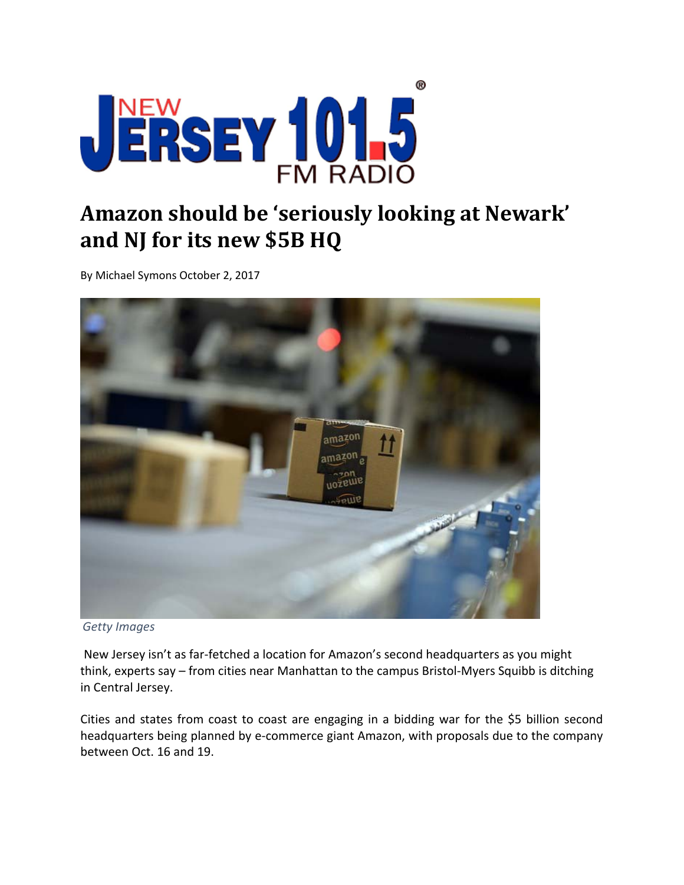# Amazon should be 'seriously looking at Newark' and NJ for its new $5B HQ

By Michael Symons October 2, 2017

*Getty Images*

New Jersey isn't as far-fetched a location for Amazon's second headquarters as you might think, experts say – from cities near Manhattan to the campus Bristol-Myers Squibb is ditching in Central Jersey.

Cities and states from coast to coast are engaging in a bidding war for the $5 billion second headquarters being planned by e-commerce giant Amazon, with proposals due to the company between Oct. 16 and 19.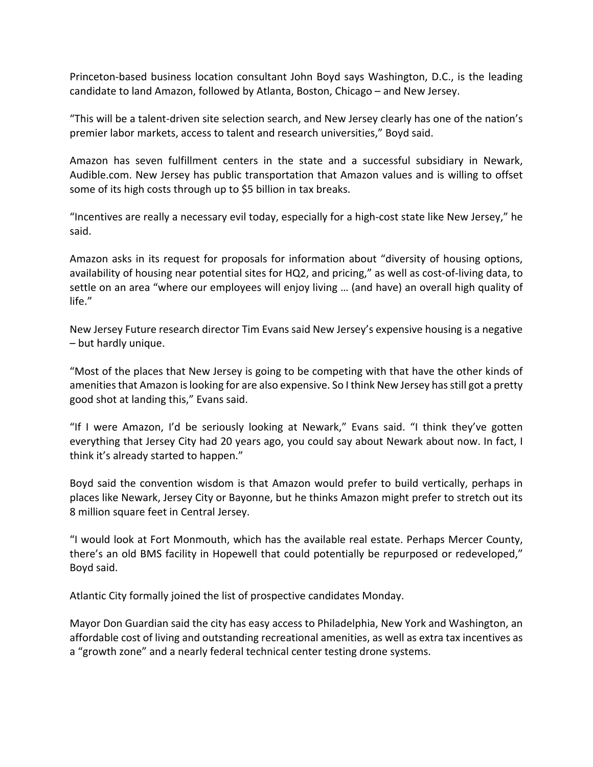Princeton-based business location consultant John Boyd says Washington, D.C., is the leading candidate to land Amazon, followed by Atlanta, Boston, Chicago – and New Jersey.

“This will be a talent-driven site selection search, and New Jersey clearly has one of the nation’s premier labor markets, access to talent and research universities,” Boyd said.

Amazon has seven fulfillment centers in the state and a successful subsidiary in Newark, Audible.com. New Jersey has public transportation that Amazon values and is willing to offset some of its high costs through up to $5 billion in tax breaks.

“Incentives are really a necessary evil today, especially for a high-cost state like New Jersey,” he said.

Amazon asks in its request for proposals for information about “diversity of housing options, availability of housing near potential sites for HQ2, and pricing,” as well as cost-of-living data, to settle on an area “where our employees will enjoy living … (and have) an overall high quality of life.”

New Jersey Future research director Tim Evans said New Jersey’s expensive housing is a negative – but hardly unique.

“Most of the places that New Jersey is going to be competing with that have the other kinds of amenities that Amazon is looking for are also expensive. So I think New Jersey has still got a pretty good shot at landing this,” Evans said.

“If I were Amazon, I’d be seriously looking at Newark,” Evans said. “I think they’ve gotten everything that Jersey City had 20 years ago, you could say about Newark about now. In fact, I think it’s already started to happen.”

Boyd said the convention wisdom is that Amazon would prefer to build vertically, perhaps in places like Newark, Jersey City or Bayonne, but he thinks Amazon might prefer to stretch out its 8 million square feet in Central Jersey.

“I would look at Fort Monmouth, which has the available real estate. Perhaps Mercer County, there’s an old BMS facility in Hopewell that could potentially be repurposed or redeveloped,” Boyd said.

Atlantic City formally joined the list of prospective candidates Monday.

Mayor Don Guardian said the city has easy access to Philadelphia, New York and Washington, an affordable cost of living and outstanding recreational amenities, as well as extra tax incentives as a “growth zone” and a nearly federal technical center testing drone systems.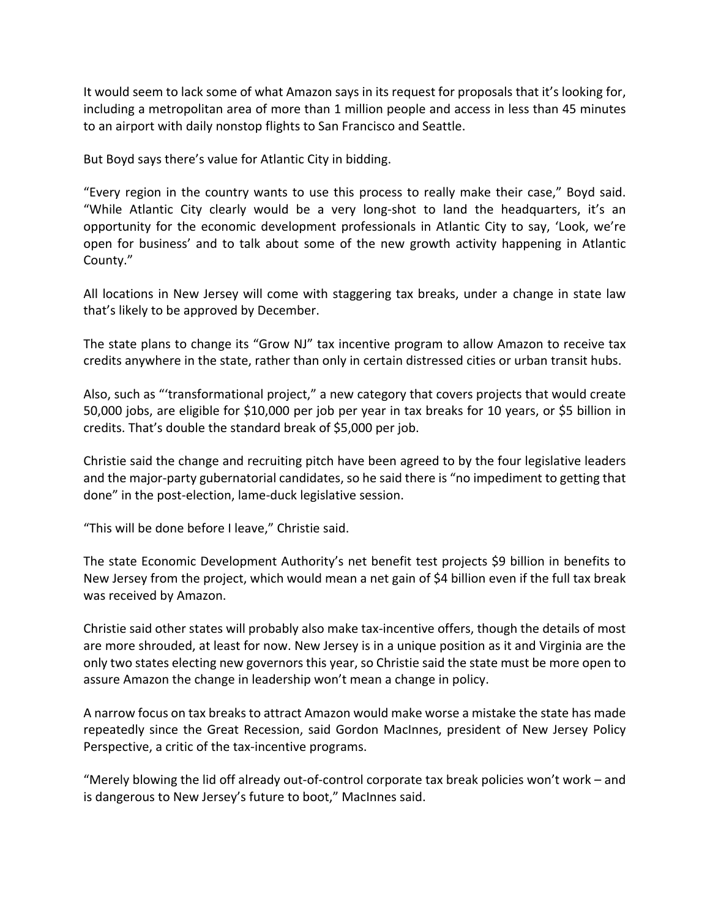It would seem to lack some of what Amazon says in its request for proposals that it's looking for, including a metropolitan area of more than 1 million people and access in less than 45 minutes to an airport with daily nonstop flights to San Francisco and Seattle.

But Boyd says there's value for Atlantic City in bidding.

"Every region in the country wants to use this process to really make their case," Boyd said. "While Atlantic City clearly would be a very long-shot to land the headquarters, it's an opportunity for the economic development professionals in Atlantic City to say, 'Look, we're open for business' and to talk about some of the new growth activity happening in Atlantic County."

All locations in New Jersey will come with staggering tax breaks, under a change in state law that's likely to be approved by December.

The state plans to change its "Grow NJ" tax incentive program to allow Amazon to receive tax credits anywhere in the state, rather than only in certain distressed cities or urban transit hubs.

Also, such as "'transformational project," a new category that covers projects that would create 50,000 jobs, are eligible for $10,000 per job per year in tax breaks for 10 years, or $5 billion in credits. That's double the standard break of $5,000 per job.

Christie said the change and recruiting pitch have been agreed to by the four legislative leaders and the major-party gubernatorial candidates, so he said there is "no impediment to getting that done" in the post-election, lame-duck legislative session.

"This will be done before I leave," Christie said.

The state Economic Development Authority's net benefit test projects $9 billion in benefits to New Jersey from the project, which would mean a net gain of $4 billion even if the full tax break was received by Amazon.

Christie said other states will probably also make tax-incentive offers, though the details of most are more shrouded, at least for now. New Jersey is in a unique position as it and Virginia are the only two states electing new governors this year, so Christie said the state must be more open to assure Amazon the change in leadership won't mean a change in policy.

A narrow focus on tax breaks to attract Amazon would make worse a mistake the state has made repeatedly since the Great Recession, said Gordon MacInnes, president of New Jersey Policy Perspective, a critic of the tax-incentive programs.

"Merely blowing the lid off already out-of-control corporate tax break policies won't work – and is dangerous to New Jersey's future to boot," MacInnes said.